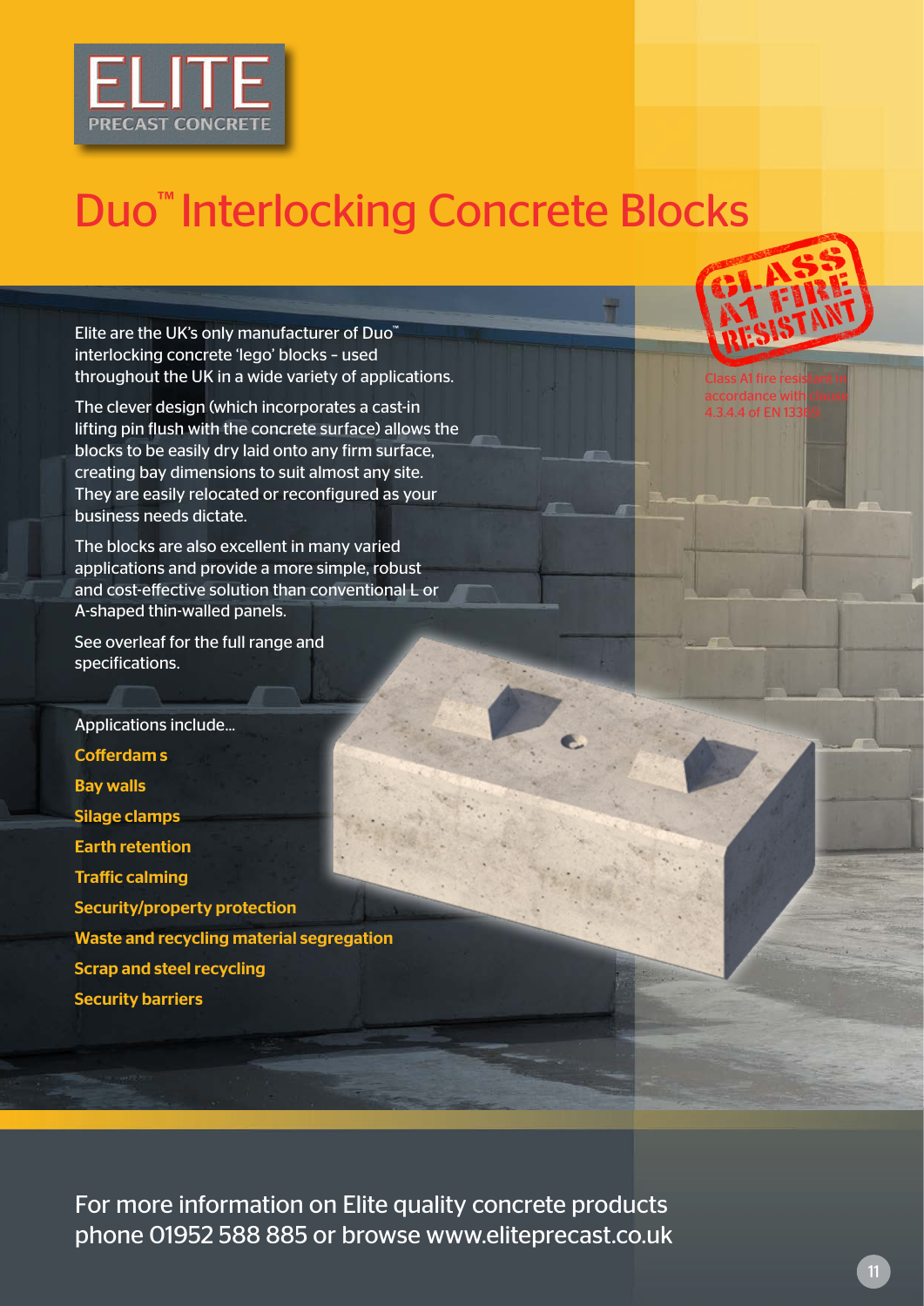ELITE
PRECAST CONCRETE

# Duo™ Interlocking Concrete Blocks

CLASS A1 FIRE RESISTANT

Class A1 fire resistant in accordance with clause 4.3.4.4 of EN 13369.

Elite are the UK's only manufacturer of Duo™ interlocking concrete 'lego' blocks – used throughout the UK in a wide variety of applications.

The clever design (which incorporates a cast-in lifting pin flush with the concrete surface) allows the blocks to be easily dry laid onto any firm surface, creating bay dimensions to suit almost any site. They are easily relocated or reconfigured as your business needs dictate.

The blocks are also excellent in many varied applications and provide a more simple, robust and cost-effective solution than conventional L or A-shaped thin-walled panels.

See overleaf for the full range and specifications.

Applications include...

**Cofferdam s**

**Bay walls**

**Silage clamps**

**Earth retention**

**Traffic calming**

**Security/property protection**

**Waste and recycling material segregation**

**Scrap and steel recycling**

**Security barriers**

For more information on Elite quality concrete products phone 01952 588 885 or browse www.eliteprecast.co.uk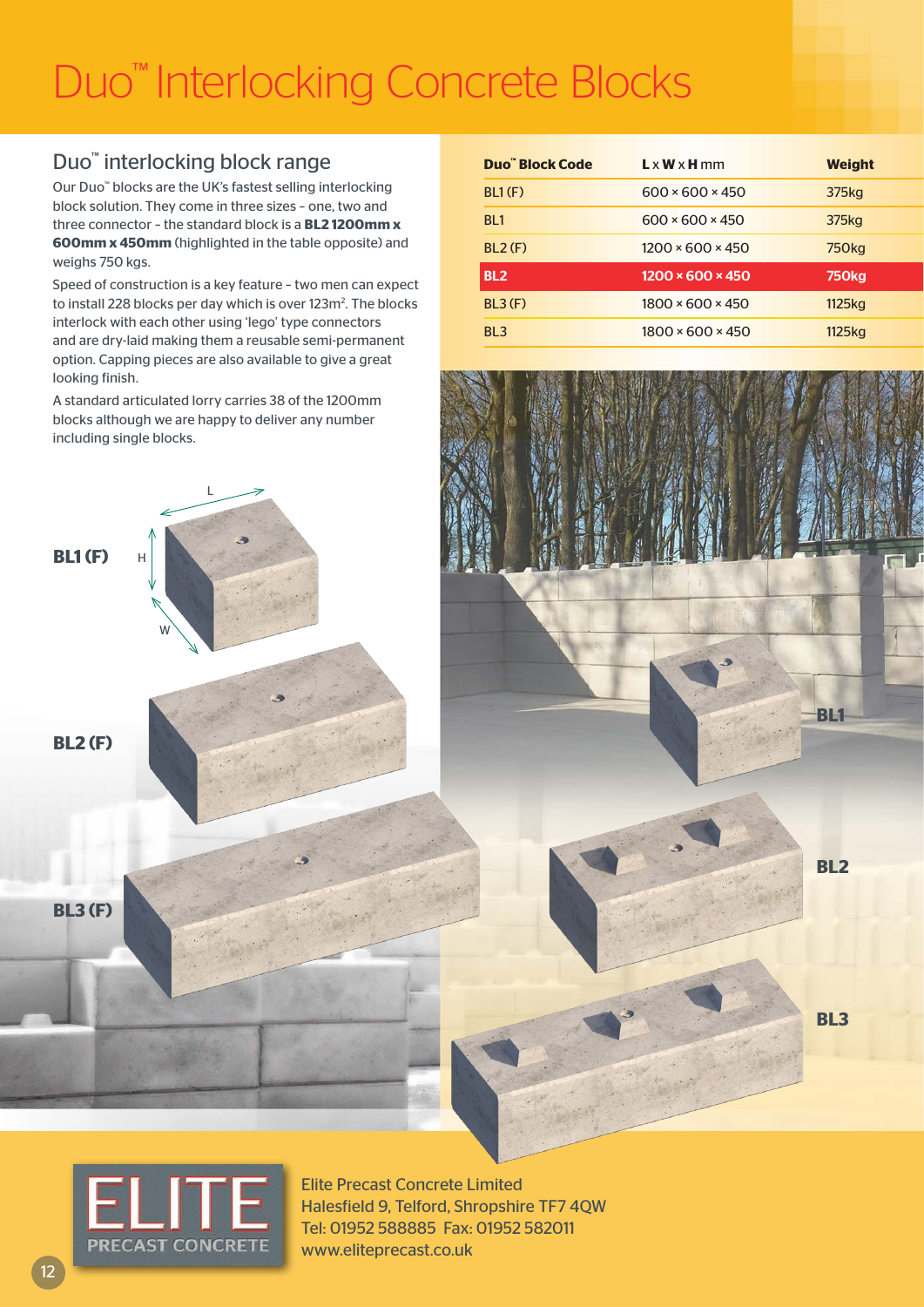# Duo™ Interlocking Concrete Blocks

## Duo™ interlocking block range

Our Duo™ blocks are the UK's fastest selling interlocking block solution. They come in three sizes – one, two and three connector – the standard block is a **BL2 1200mm x 600mm x 450mm** (highlighted in the table opposite) and weighs 750 kgs.

Speed of construction is a key feature – two men can expect to install 228 blocks per day which is over 123m². The blocks interlock with each other using 'lego' type connectors and are dry-laid making them a reusable semi-permanent option. Capping pieces are also available to give a great looking finish.

A standard articulated lorry carries 38 of the 1200mm blocks although we are happy to deliver any number including single blocks.

| Duo™ Block Code | L x W x H mm | Weight |
|---|---|---|
| BL1 (F) | 600 × 600 × 450 | 375kg |
| BL1 | 600 × 600 × 450 | 375kg |
| BL2 (F) | 1200 × 600 × 450 | 750kg |
| **BL2** | **1200 × 600 × 450** | **750kg** |
| BL3 (F) | 1800 × 600 × 450 | 1125kg |
| BL3 | 1800 × 600 × 450 | 1125kg |

BL1 (F)

L

H

W

BL2 (F)

BL3 (F)

BL1

BL2

BL3

Elite Precast Concrete Limited
Halesfield 9, Telford, Shropshire TF7 4QW
Tel: 01952 588885 Fax: 01952 582011
www.eliteprecast.co.uk